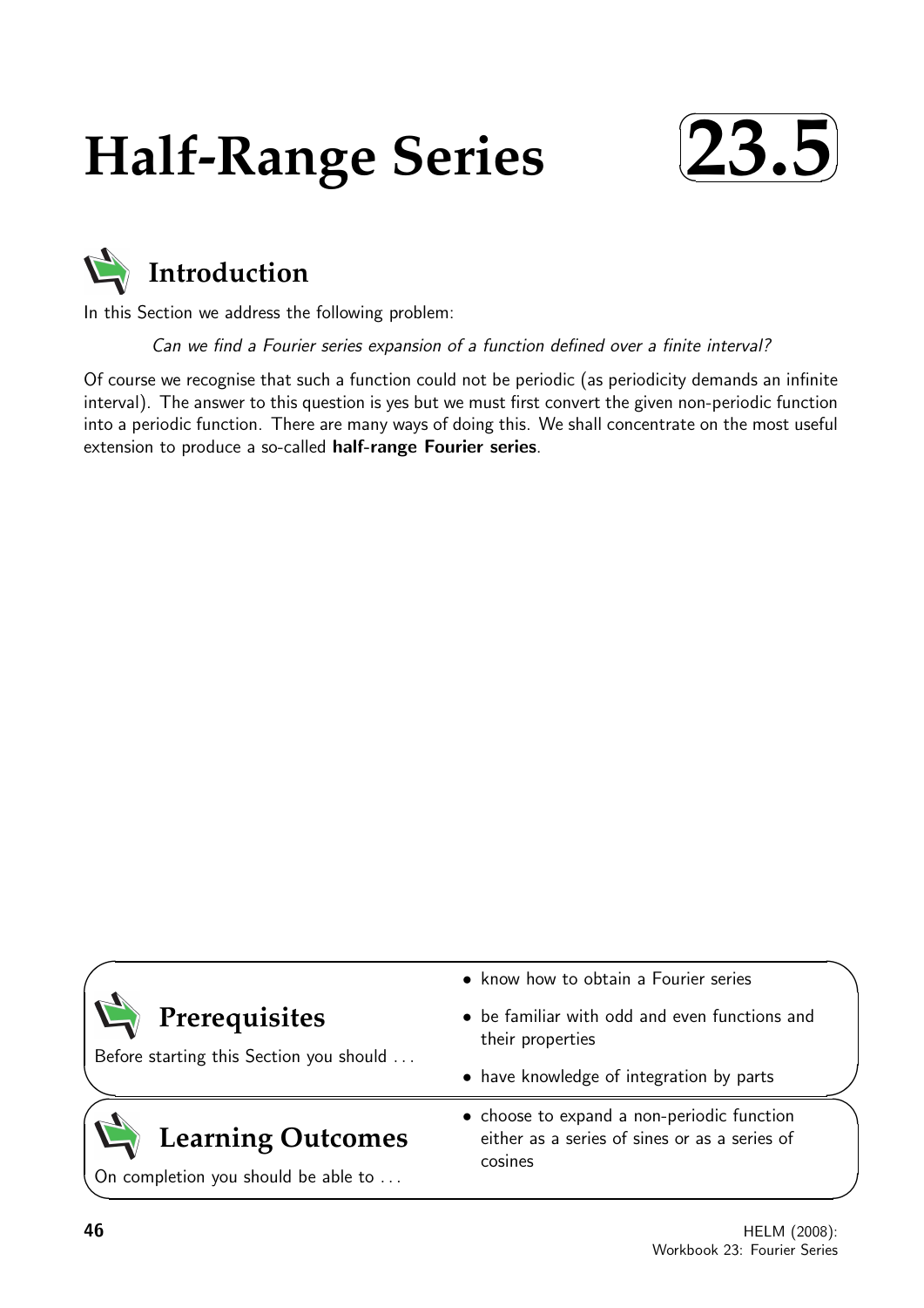# Half-Range Series

# 23.5

## Introduction

In this Section we address the following problem:

*Can we find a Fourier series expansion of a function defined over a finite interval?*

Of course we recognise that such a function could not be periodic (as periodicity demands an infinite interval). The answer to this question is yes but we must first convert the given non-periodic function into a periodic function. There are many ways of doing this. We shall concentrate on the most useful extension to produce a so-called **half-range Fourier series**.

## Prerequisites

Before starting this Section you should . . .

- know how to obtain a Fourier series
- be familiar with odd and even functions and their properties
- have knowledge of integration by parts

## Learning Outcomes

On completion you should be able to . . .

- choose to expand a non-periodic function either as a series of sines or as a series of cosines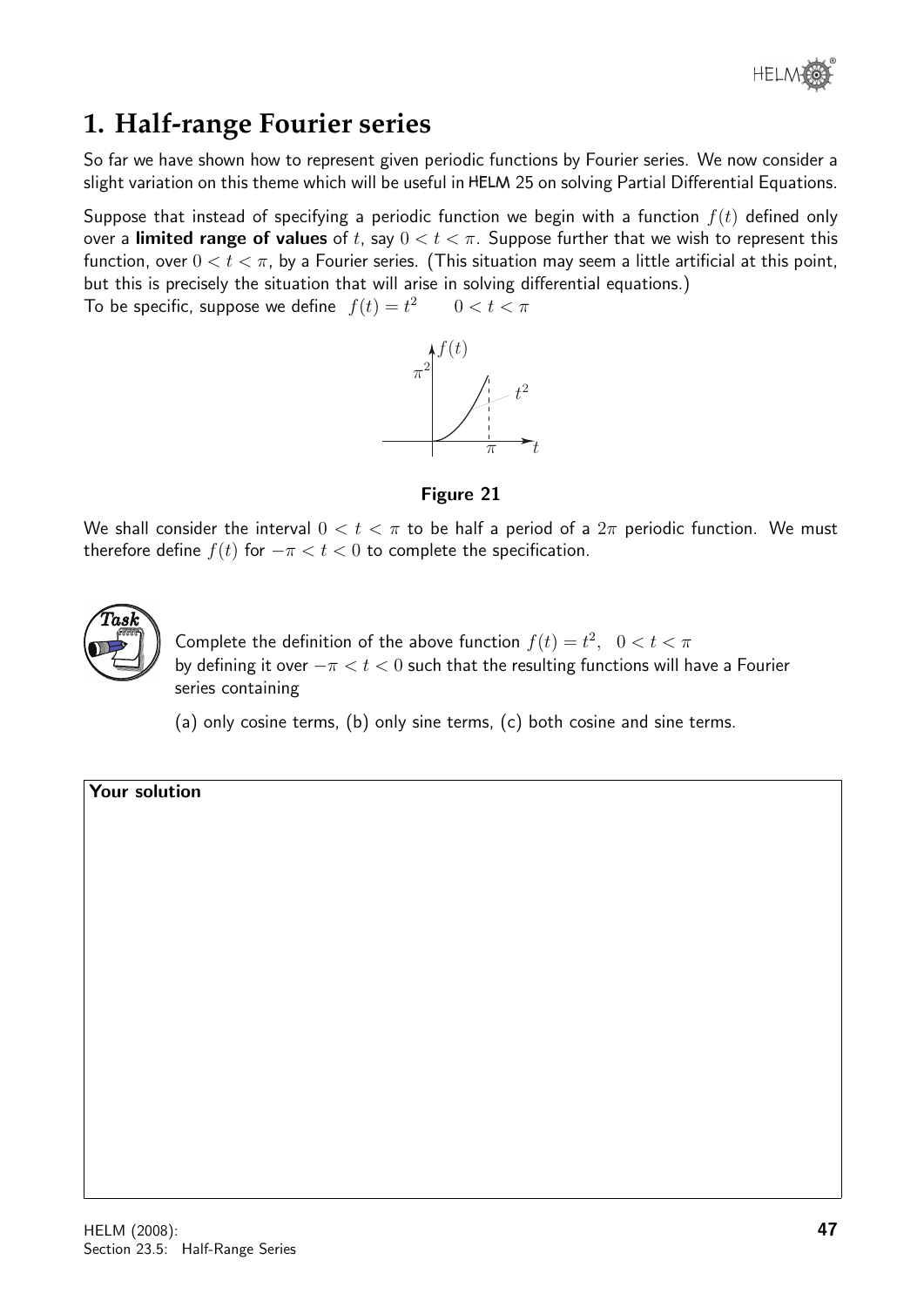# 1. Half-range Fourier series

So far we have shown how to represent given periodic functions by Fourier series. We now consider a slight variation on this theme which will be useful in HELM 25 on solving Partial Differential Equations.

Suppose that instead of specifying a periodic function we begin with a function $f(t)$ defined only over a **limited range of values** of $t$, say $0 < t < \pi$. Suppose further that we wish to represent this function, over $0 < t < \pi$, by a Fourier series. (This situation may seem a little artificial at this point, but this is precisely the situation that will arise in solving differential equations.)

To be specific, suppose we define $f(t) = t^2 \qquad 0 < t < \pi$

Figure 21

We shall consider the interval $0 < t < \pi$ to be half a period of a $2\pi$ periodic function. We must therefore define $f(t)$ for $-\pi < t < 0$ to complete the specification.

**Task**

Complete the definition of the above function $f(t) = t^2, \;\; 0 < t < \pi$ by defining it over $-\pi < t < 0$ such that the resulting functions will have a Fourier series containing

(a) only cosine terms, (b) only sine terms, (c) both cosine and sine terms.

**Your solution**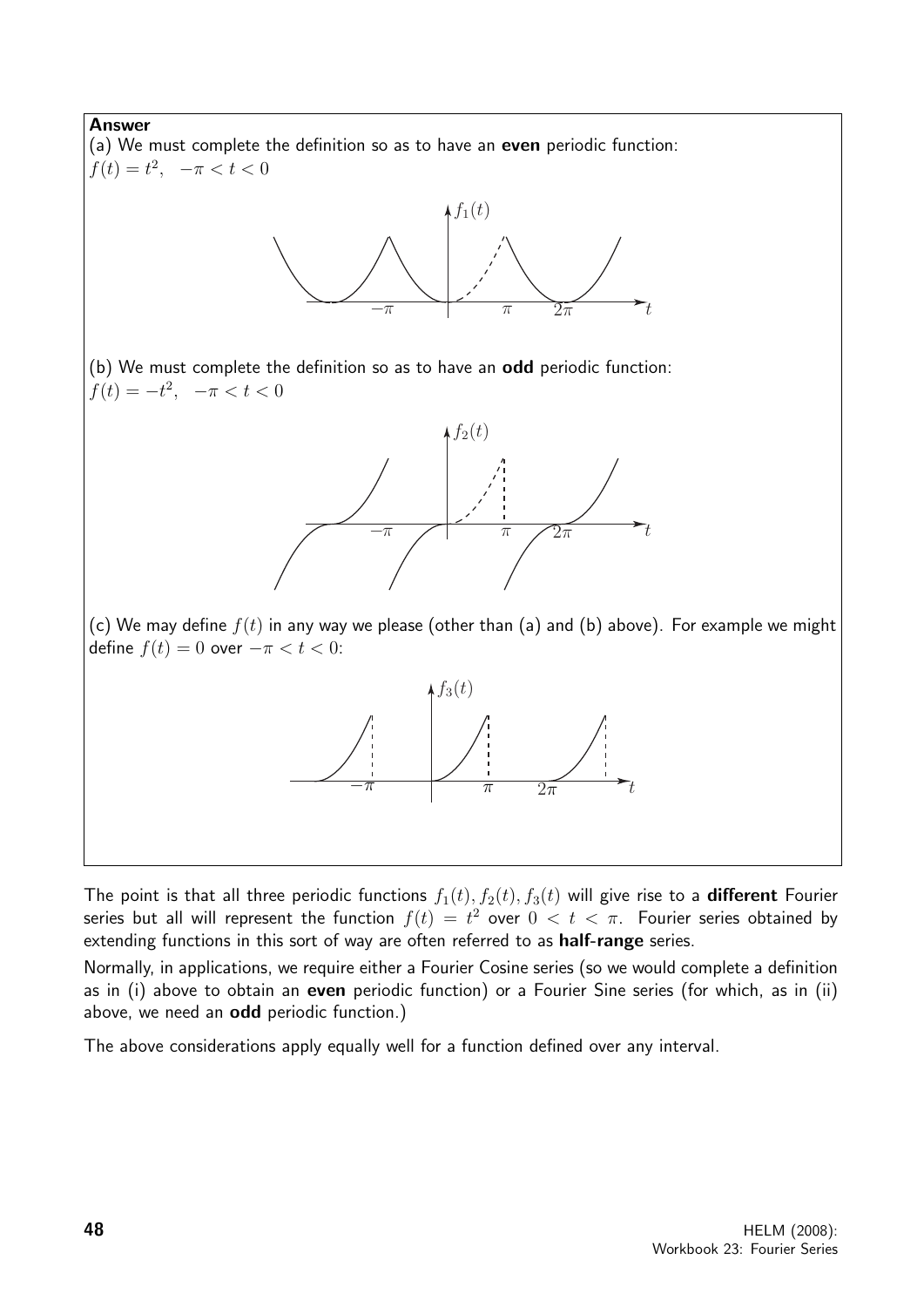**Answer**

(a) We must complete the definition so as to have an **even** periodic function:
$f(t) = t^2, \quad -\pi < t < 0$

(b) We must complete the definition so as to have an **odd** periodic function:
$f(t) = -t^2, \quad -\pi < t < 0$

(c) We may define $f(t)$ in any way we please (other than (a) and (b) above). For example we might define $f(t) = 0$ over $-\pi < t < 0$:

The point is that all three periodic functions $f_1(t), f_2(t), f_3(t)$ will give rise to a **different** Fourier series but all will represent the function $f(t) = t^2$ over $0 < t < \pi$. Fourier series obtained by extending functions in this sort of way are often referred to as **half-range** series.

Normally, in applications, we require either a Fourier Cosine series (so we would complete a definition as in (i) above to obtain an **even** periodic function) or a Fourier Sine series (for which, as in (ii) above, we need an **odd** periodic function.)

The above considerations apply equally well for a function defined over any interval.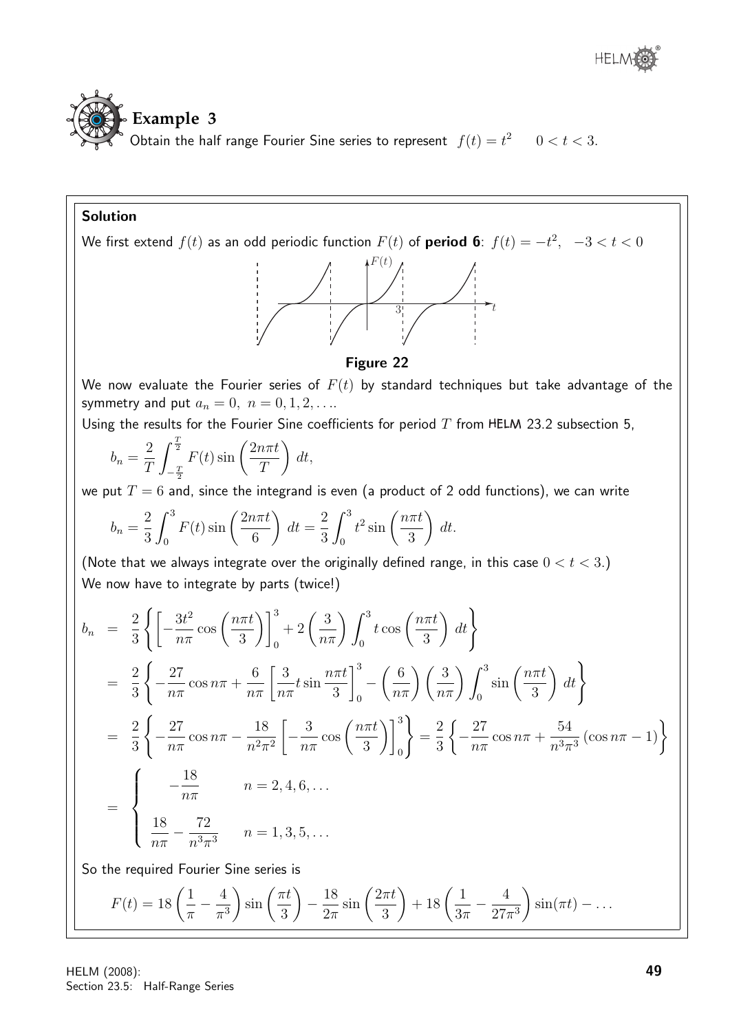## Example 3

Obtain the half range Fourier Sine series to represent $f(t) = t^2 \quad 0 < t < 3$.

**Solution**

We first extend $f(t)$ as an odd periodic function $F(t)$ of **period 6**: $f(t) = -t^2, \ -3 < t < 0$

**Figure 22**

We now evaluate the Fourier series of $F(t)$ by standard techniques but take advantage of the symmetry and put $a_n = 0, \ n = 0, 1, 2, \ldots$.

Using the results for the Fourier Sine coefficients for period $T$ from HELM 23.2 subsection 5,

$$b_n = \frac{2}{T}\int_{-\frac{T}{2}}^{\frac{T}{2}} F(t)\sin\left(\frac{2n\pi t}{T}\right)\, dt,$$

we put $T = 6$ and, since the integrand is even (a product of 2 odd functions), we can write

$$b_n = \frac{2}{3}\int_0^3 F(t)\sin\left(\frac{2n\pi t}{6}\right)\, dt = \frac{2}{3}\int_0^3 t^2 \sin\left(\frac{n\pi t}{3}\right)\, dt.$$

(Note that we always integrate over the originally defined range, in this case $0 < t < 3$.)

We now have to integrate by parts (twice!)

$$\begin{aligned}
b_n &= \frac{2}{3}\left\{\left[-\frac{3t^2}{n\pi}\cos\left(\frac{n\pi t}{3}\right)\right]_0^3 + 2\left(\frac{3}{n\pi}\right)\int_0^3 t\cos\left(\frac{n\pi t}{3}\right)\, dt\right\} \\
&= \frac{2}{3}\left\{-\frac{27}{n\pi}\cos n\pi + \frac{6}{n\pi}\left[\frac{3}{n\pi}t\sin\frac{n\pi t}{3}\right]_0^3 - \left(\frac{6}{n\pi}\right)\left(\frac{3}{n\pi}\right)\int_0^3 \sin\left(\frac{n\pi t}{3}\right)\, dt\right\} \\
&= \frac{2}{3}\left\{-\frac{27}{n\pi}\cos n\pi - \frac{18}{n^2\pi^2}\left[-\frac{3}{n\pi}\cos\left(\frac{n\pi t}{3}\right)\right]_0^3\right\} = \frac{2}{3}\left\{-\frac{27}{n\pi}\cos n\pi + \frac{54}{n^3\pi^3}(\cos n\pi - 1)\right\} \\
&= \begin{cases} -\dfrac{18}{n\pi} & n = 2, 4, 6, \ldots \\[2ex] \dfrac{18}{n\pi} - \dfrac{72}{n^3\pi^3} & n = 1, 3, 5, \ldots \end{cases}
\end{aligned}$$

So the required Fourier Sine series is

$$F(t) = 18\left(\frac{1}{\pi} - \frac{4}{\pi^3}\right)\sin\left(\frac{\pi t}{3}\right) - \frac{18}{2\pi}\sin\left(\frac{2\pi t}{3}\right) + 18\left(\frac{1}{3\pi} - \frac{4}{27\pi^3}\right)\sin(\pi t) - \ldots$$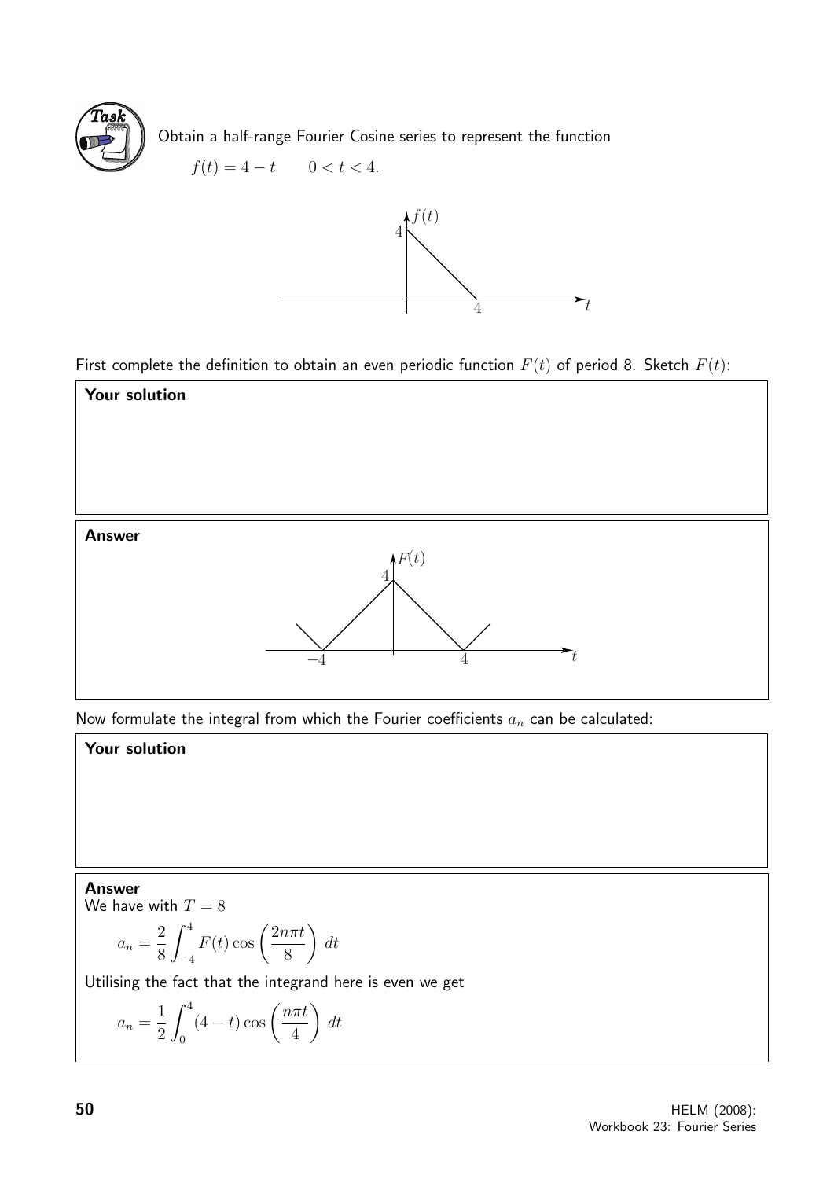**Task**

Obtain a half-range Fourier Cosine series to represent the function

$$f(t) = 4 - t \qquad 0 < t < 4.$$

First complete the definition to obtain an even periodic function $F(t)$ of period 8. Sketch $F(t)$:

**Your solution**

**Answer**

Now formulate the integral from which the Fourier coefficients $a_n$ can be calculated:

**Your solution**

**Answer**

We have with $T = 8$

$$a_n = \frac{2}{8}\int_{-4}^{4} F(t)\cos\left(\frac{2n\pi t}{8}\right)\,dt$$

Utilising the fact that the integrand here is even we get

$$a_n = \frac{1}{2}\int_{0}^{4} (4-t)\cos\left(\frac{n\pi t}{4}\right)\,dt$$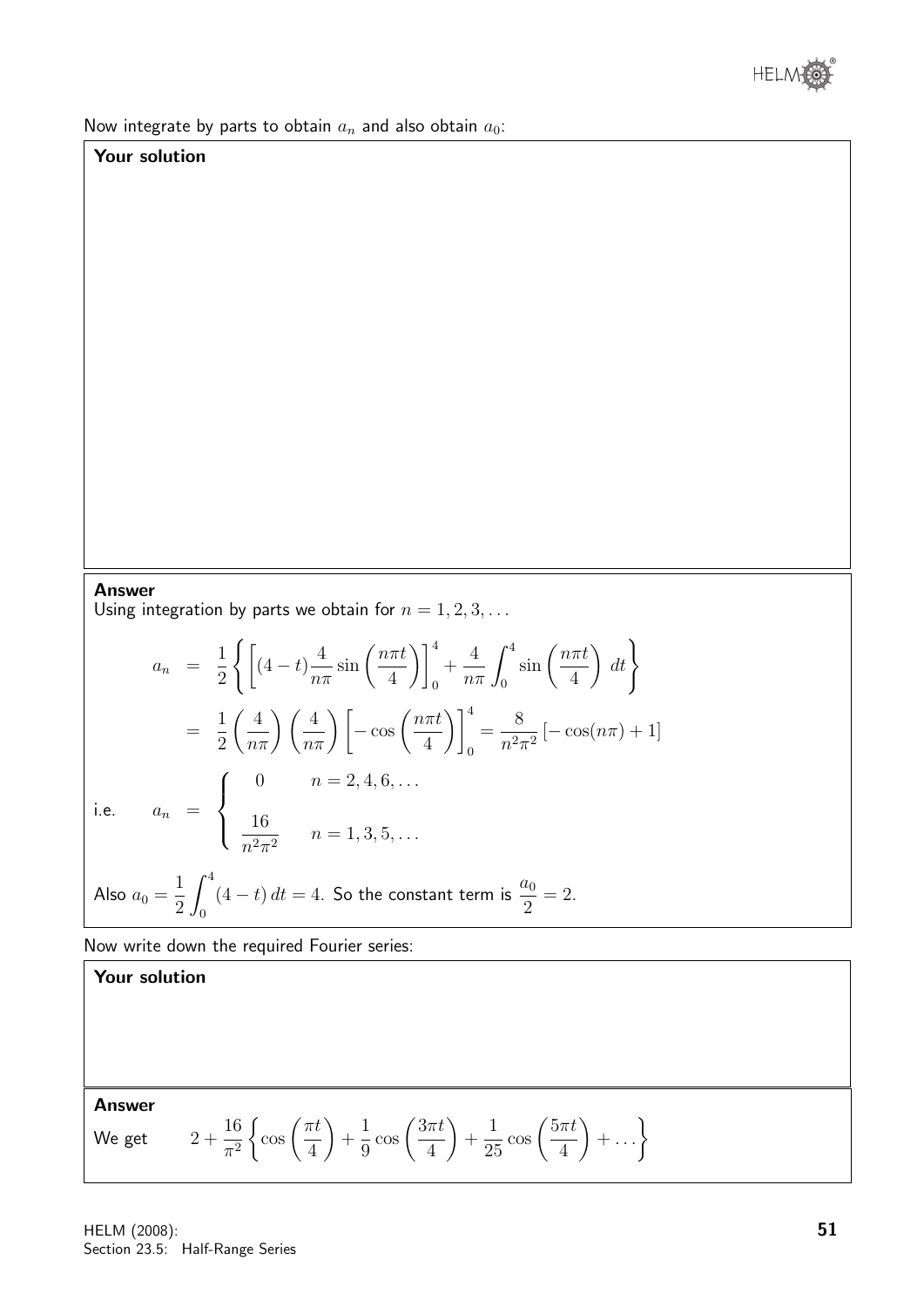Now integrate by parts to obtain $a_n$ and also obtain $a_0$:

**Your solution**

**Answer**

Using integration by parts we obtain for $n = 1, 2, 3, \ldots$

$$
\begin{aligned}
a_n &= \frac{1}{2}\left\{\left[(4-t)\frac{4}{n\pi}\sin\left(\frac{n\pi t}{4}\right)\right]_0^4 + \frac{4}{n\pi}\int_0^4 \sin\left(\frac{n\pi t}{4}\right)\,dt\right\} \\
&= \frac{1}{2}\left(\frac{4}{n\pi}\right)\left(\frac{4}{n\pi}\right)\left[-\cos\left(\frac{n\pi t}{4}\right)\right]_0^4 = \frac{8}{n^2\pi^2}\left[-\cos(n\pi)+1\right]
\end{aligned}
$$

$$
\text{i.e.} \qquad a_n = \begin{cases} 0 & n = 2, 4, 6, \ldots \\[2mm] \dfrac{16}{n^2\pi^2} & n = 1, 3, 5, \ldots \end{cases}
$$

Also $a_0 = \dfrac{1}{2}\displaystyle\int_0^4 (4-t)\,dt = 4$. So the constant term is $\dfrac{a_0}{2} = 2$.

Now write down the required Fourier series:

**Your solution**

**Answer**

We get $\quad 2 + \dfrac{16}{\pi^2}\left\{\cos\left(\dfrac{\pi t}{4}\right) + \dfrac{1}{9}\cos\left(\dfrac{3\pi t}{4}\right) + \dfrac{1}{25}\cos\left(\dfrac{5\pi t}{4}\right) + \ldots\right\}$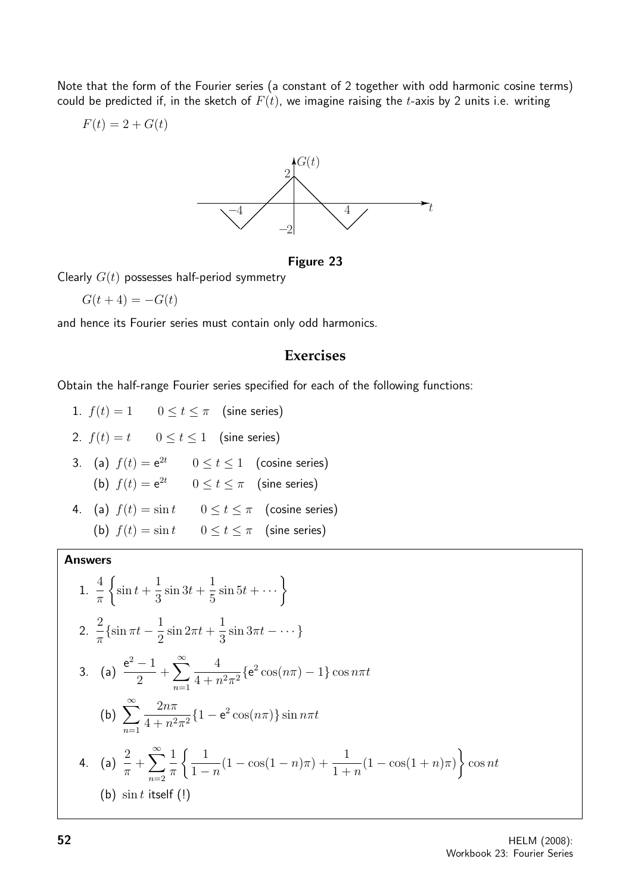Note that the form of the Fourier series (a constant of 2 together with odd harmonic cosine terms) could be predicted if, in the sketch of $F(t)$, we imagine raising the $t$-axis by 2 units i.e. writing

$$F(t) = 2 + G(t)$$

$G(t)$

2

$-4$

4

$t$

$-2$

**Figure 23**

Clearly $G(t)$ possesses half-period symmetry

$$G(t+4) = -G(t)$$

and hence its Fourier series must contain only odd harmonics.

## Exercises

Obtain the half-range Fourier series specified for each of the following functions:

1. $f(t) = 1 \qquad 0 \leq t \leq \pi$ (sine series)
2. $f(t) = t \qquad 0 \leq t \leq 1$ (sine series)
3. (a) $f(t) = e^{2t} \qquad 0 \leq t \leq 1$ (cosine series)
   (b) $f(t) = e^{2t} \qquad 0 \leq t \leq \pi$ (sine series)
4. (a) $f(t) = \sin t \qquad 0 \leq t \leq \pi$ (cosine series)
   (b) $f(t) = \sin t \qquad 0 \leq t \leq \pi$ (sine series)

**Answers**

1. $\dfrac{4}{\pi}\left\{\sin t + \dfrac{1}{3}\sin 3t + \dfrac{1}{5}\sin 5t + \cdots\right\}$

2. $\dfrac{2}{\pi}\{\sin \pi t - \dfrac{1}{2}\sin 2\pi t + \dfrac{1}{3}\sin 3\pi t - \cdots\}$

3. (a) $\dfrac{e^2 - 1}{2} + \displaystyle\sum_{n=1}^{\infty} \dfrac{4}{4 + n^2\pi^2}\{e^2\cos(n\pi) - 1\}\cos n\pi t$

   (b) $\displaystyle\sum_{n=1}^{\infty} \dfrac{2n\pi}{4 + n^2\pi^2}\{1 - e^2\cos(n\pi)\}\sin n\pi t$

4. (a) $\dfrac{2}{\pi} + \displaystyle\sum_{n=2}^{\infty} \dfrac{1}{\pi}\left\{\dfrac{1}{1-n}(1 - \cos(1-n)\pi) + \dfrac{1}{1+n}(1 - \cos(1+n)\pi)\right\}\cos nt$

   (b) $\sin t$ itself (!)